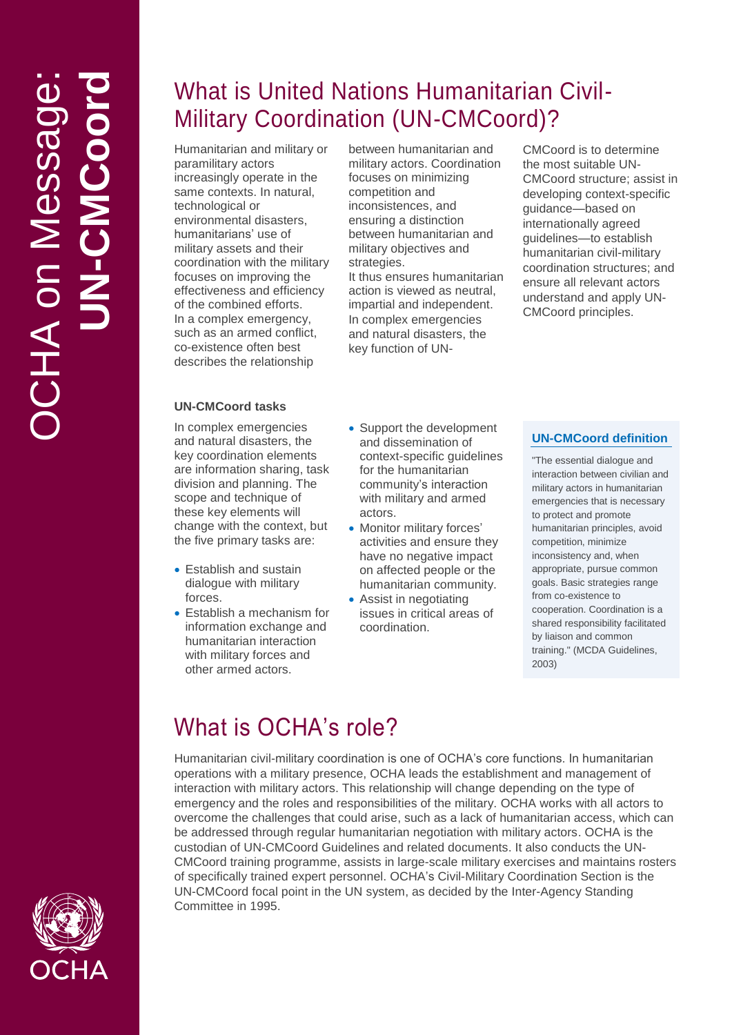# OCHA on Message: UN-CMCoord

## What is United Nations Humanitarian Civil-Military Coordination (UN-CMCoord)?

Humanitarian and military or paramilitary actors increasingly operate in the same contexts. In natural, technological or environmental disasters, humanitarians' use of military assets and their coordination with the military focuses on improving the effectiveness and efficiency of the combined efforts.
In a complex emergency, such as an armed conflict, co-existence often best describes the relationship between humanitarian and military actors. Coordination focuses on minimizing competition and inconsistences, and ensuring a distinction between humanitarian and military objectives and strategies.
It thus ensures humanitarian action is viewed as neutral, impartial and independent.
In complex emergencies and natural disasters, the key function of UN-CMCoord is to determine the most suitable UN-CMCoord structure; assist in developing context-specific guidance—based on internationally agreed guidelines—to establish humanitarian civil-military coordination structures; and ensure all relevant actors understand and apply UN-CMCoord principles.

### UN-CMCoord tasks

In complex emergencies and natural disasters, the key coordination elements are information sharing, task division and planning. The scope and technique of these key elements will change with the context, but the five primary tasks are:

- Establish and sustain dialogue with military forces.
- Establish a mechanism for information exchange and humanitarian interaction with military forces and other armed actors.
- Support the development and dissemination of context-specific guidelines for the humanitarian community's interaction with military and armed actors.
- Monitor military forces' activities and ensure they have no negative impact on affected people or the humanitarian community.
- Assist in negotiating issues in critical areas of coordination.

### UN-CMCoord definition

"The essential dialogue and interaction between civilian and military actors in humanitarian emergencies that is necessary to protect and promote humanitarian principles, avoid competition, minimize inconsistency and, when appropriate, pursue common goals. Basic strategies range from co-existence to cooperation. Coordination is a shared responsibility facilitated by liaison and common training." (MCDA Guidelines, 2003)

## What is OCHA's role?

Humanitarian civil-military coordination is one of OCHA's core functions. In humanitarian operations with a military presence, OCHA leads the establishment and management of interaction with military actors. This relationship will change depending on the type of emergency and the roles and responsibilities of the military. OCHA works with all actors to overcome the challenges that could arise, such as a lack of humanitarian access, which can be addressed through regular humanitarian negotiation with military actors. OCHA is the custodian of UN-CMCoord Guidelines and related documents. It also conducts the UN-CMCoord training programme, assists in large-scale military exercises and maintains rosters of specifically trained expert personnel. OCHA's Civil-Military Coordination Section is the UN-CMCoord focal point in the UN system, as decided by the Inter-Agency Standing Committee in 1995.

OCHA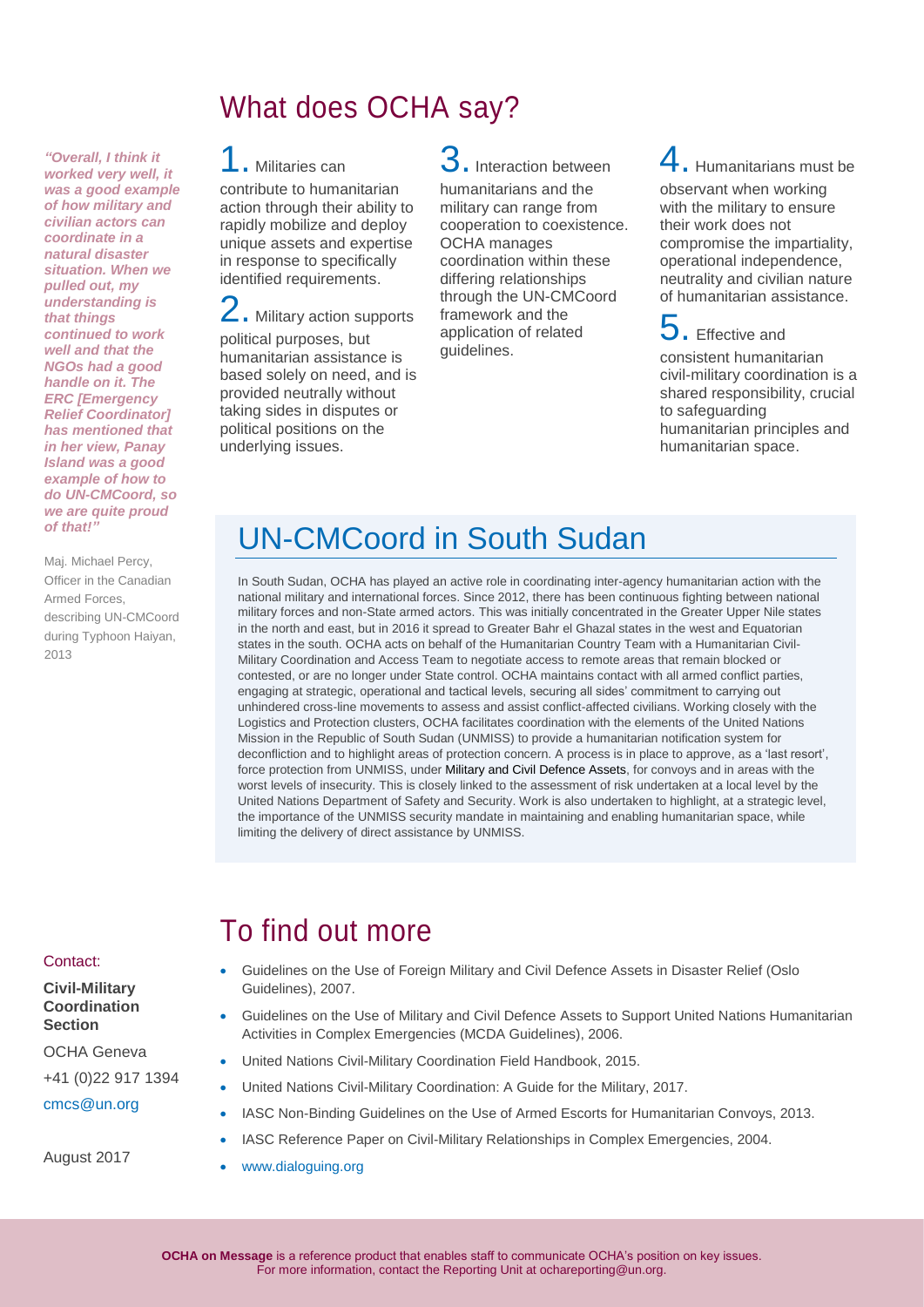## What does OCHA say?

*"Overall, I think it worked very well, it was a good example of how military and civilian actors can coordinate in a natural disaster situation. When we pulled out, my understanding is that things continued to work well and that the NGOs had a good handle on it. The ERC [Emergency Relief Coordinator] has mentioned that in her view, Panay Island was a good example of how to do UN-CMCoord, so we are quite proud of that!"*

Maj. Michael Percy, Officer in the Canadian Armed Forces, describing UN-CMCoord during Typhoon Haiyan, 2013

1. Militaries can contribute to humanitarian action through their ability to rapidly mobilize and deploy unique assets and expertise in response to specifically identified requirements.

2. Military action supports political purposes, but humanitarian assistance is based solely on need, and is provided neutrally without taking sides in disputes or political positions on the underlying issues.

3. Interaction between humanitarians and the military can range from cooperation to coexistence. OCHA manages coordination within these differing relationships through the UN-CMCoord framework and the application of related guidelines.

4. Humanitarians must be observant when working with the military to ensure their work does not compromise the impartiality, operational independence, neutrality and civilian nature of humanitarian assistance.

5. Effective and consistent humanitarian civil-military coordination is a shared responsibility, crucial to safeguarding humanitarian principles and humanitarian space.

## UN-CMCoord in South Sudan

In South Sudan, OCHA has played an active role in coordinating inter-agency humanitarian action with the national military and international forces. Since 2012, there has been continuous fighting between national military forces and non-State armed actors. This was initially concentrated in the Greater Upper Nile states in the north and east, but in 2016 it spread to Greater Bahr el Ghazal states in the west and Equatorian states in the south. OCHA acts on behalf of the Humanitarian Country Team with a Humanitarian Civil-Military Coordination and Access Team to negotiate access to remote areas that remain blocked or contested, or are no longer under State control. OCHA maintains contact with all armed conflict parties, engaging at strategic, operational and tactical levels, securing all sides' commitment to carrying out unhindered cross-line movements to assess and assist conflict-affected civilians. Working closely with the Logistics and Protection clusters, OCHA facilitates coordination with the elements of the United Nations Mission in the Republic of South Sudan (UNMISS) to provide a humanitarian notification system for deconfliction and to highlight areas of protection concern. A process is in place to approve, as a 'last resort', force protection from UNMISS, under Military and Civil Defence Assets, for convoys and in areas with the worst levels of insecurity. This is closely linked to the assessment of risk undertaken at a local level by the United Nations Department of Safety and Security. Work is also undertaken to highlight, at a strategic level, the importance of the UNMISS security mandate in maintaining and enabling humanitarian space, while limiting the delivery of direct assistance by UNMISS.

## To find out more

- Guidelines on the Use of Foreign Military and Civil Defence Assets in Disaster Relief (Oslo Guidelines), 2007.
- Guidelines on the Use of Military and Civil Defence Assets to Support United Nations Humanitarian Activities in Complex Emergencies (MCDA Guidelines), 2006.
- United Nations Civil-Military Coordination Field Handbook, 2015.
- United Nations Civil-Military Coordination: A Guide for the Military, 2017.
- IASC Non-Binding Guidelines on the Use of Armed Escorts for Humanitarian Convoys, 2013.
- IASC Reference Paper on Civil-Military Relationships in Complex Emergencies, 2004.
- www.dialoguing.org

Contact:

**Civil-Military Coordination Section**

OCHA Geneva

+41 (0)22 917 1394

cmcs@un.org

August 2017

**OCHA on Message** is a reference product that enables staff to communicate OCHA's position on key issues. For more information, contact the Reporting Unit at ochareporting@un.org.